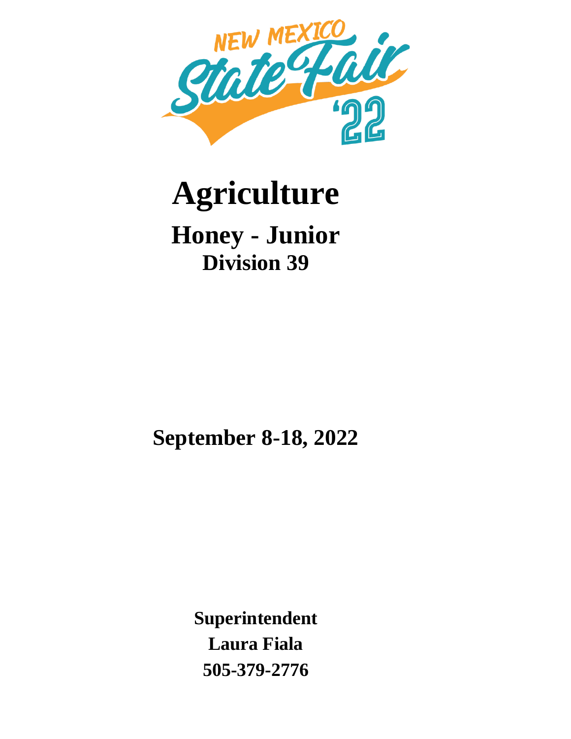NEW MEXICO State Fair '22

# Agriculture

## Honey - Junior

### Division 39

**September 8-18, 2022**

**Superintendent**
**Laura Fiala**
**505-379-2776**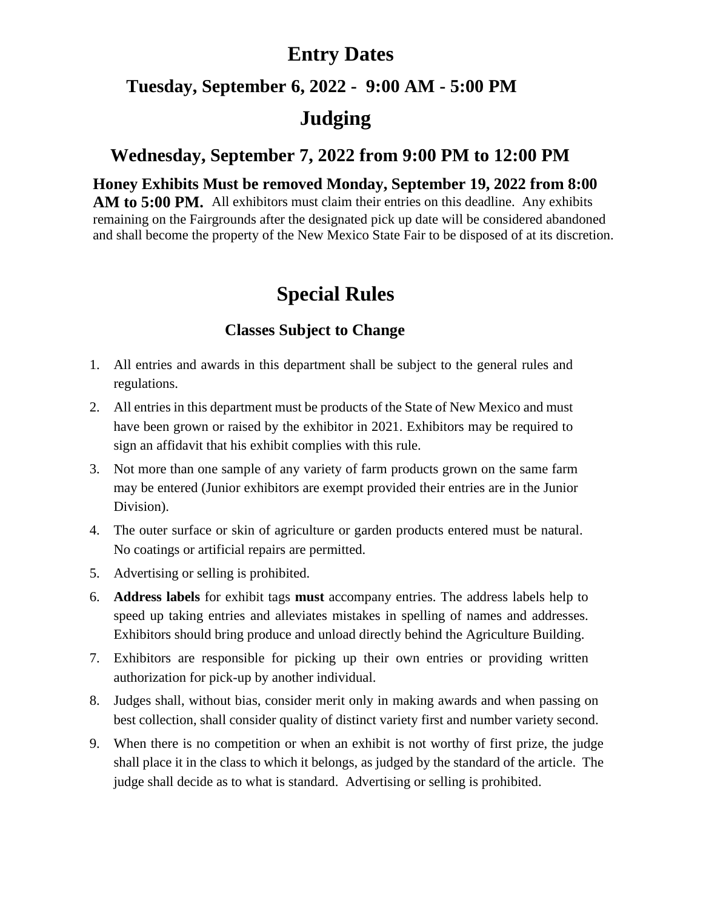# Entry Dates

## Tuesday, September 6, 2022 - 9:00 AM - 5:00 PM

# Judging

## Wednesday, September 7, 2022 from 9:00 PM to 12:00 PM

**Honey Exhibits Must be removed Monday, September 19, 2022 from 8:00 AM to 5:00 PM.** All exhibitors must claim their entries on this deadline. Any exhibits remaining on the Fairgrounds after the designated pick up date will be considered abandoned and shall become the property of the New Mexico State Fair to be disposed of at its discretion.

# Special Rules

### Classes Subject to Change

1. All entries and awards in this department shall be subject to the general rules and regulations.
2. All entries in this department must be products of the State of New Mexico and must have been grown or raised by the exhibitor in 2021. Exhibitors may be required to sign an affidavit that his exhibit complies with this rule.
3. Not more than one sample of any variety of farm products grown on the same farm may be entered (Junior exhibitors are exempt provided their entries are in the Junior Division).
4. The outer surface or skin of agriculture or garden products entered must be natural. No coatings or artificial repairs are permitted.
5. Advertising or selling is prohibited.
6. **Address labels** for exhibit tags **must** accompany entries. The address labels help to speed up taking entries and alleviates mistakes in spelling of names and addresses. Exhibitors should bring produce and unload directly behind the Agriculture Building.
7. Exhibitors are responsible for picking up their own entries or providing written authorization for pick-up by another individual.
8. Judges shall, without bias, consider merit only in making awards and when passing on best collection, shall consider quality of distinct variety first and number variety second.
9. When there is no competition or when an exhibit is not worthy of first prize, the judge shall place it in the class to which it belongs, as judged by the standard of the article. The judge shall decide as to what is standard. Advertising or selling is prohibited.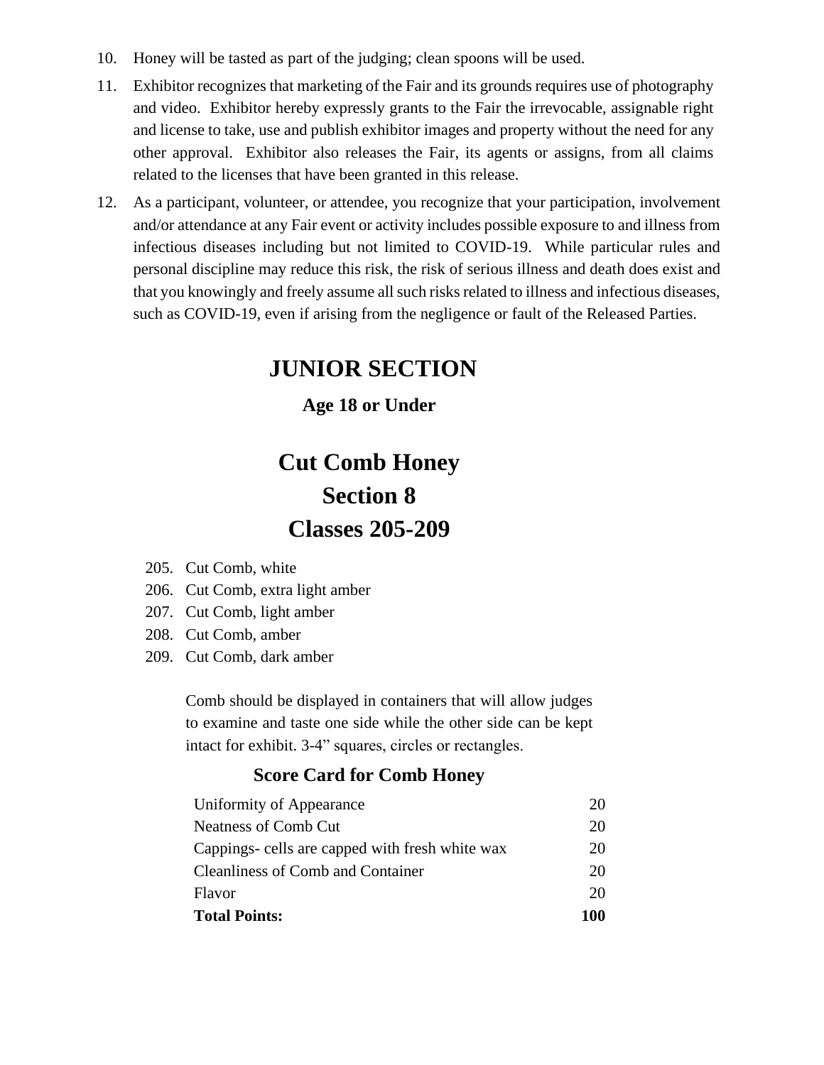10. Honey will be tasted as part of the judging; clean spoons will be used.
11. Exhibitor recognizes that marketing of the Fair and its grounds requires use of photography and video. Exhibitor hereby expressly grants to the Fair the irrevocable, assignable right and license to take, use and publish exhibitor images and property without the need for any other approval. Exhibitor also releases the Fair, its agents or assigns, from all claims related to the licenses that have been granted in this release.
12. As a participant, volunteer, or attendee, you recognize that your participation, involvement and/or attendance at any Fair event or activity includes possible exposure to and illness from infectious diseases including but not limited to COVID-19. While particular rules and personal discipline may reduce this risk, the risk of serious illness and death does exist and that you knowingly and freely assume all such risks related to illness and infectious diseases, such as COVID-19, even if arising from the negligence or fault of the Released Parties.

# JUNIOR SECTION

### Age 18 or Under

# Cut Comb Honey
# Section 8
# Classes 205-209

205. Cut Comb, white
206. Cut Comb, extra light amber
207. Cut Comb, light amber
208. Cut Comb, amber
209. Cut Comb, dark amber

Comb should be displayed in containers that will allow judges to examine and taste one side while the other side can be kept intact for exhibit. 3-4" squares, circles or rectangles.

### Score Card for Comb Honey

| | |
|---|---|
| Uniformity of Appearance | 20 |
| Neatness of Comb Cut | 20 |
| Cappings- cells are capped with fresh white wax | 20 |
| Cleanliness of Comb and Container | 20 |
| Flavor | 20 |
| **Total Points:** | **100** |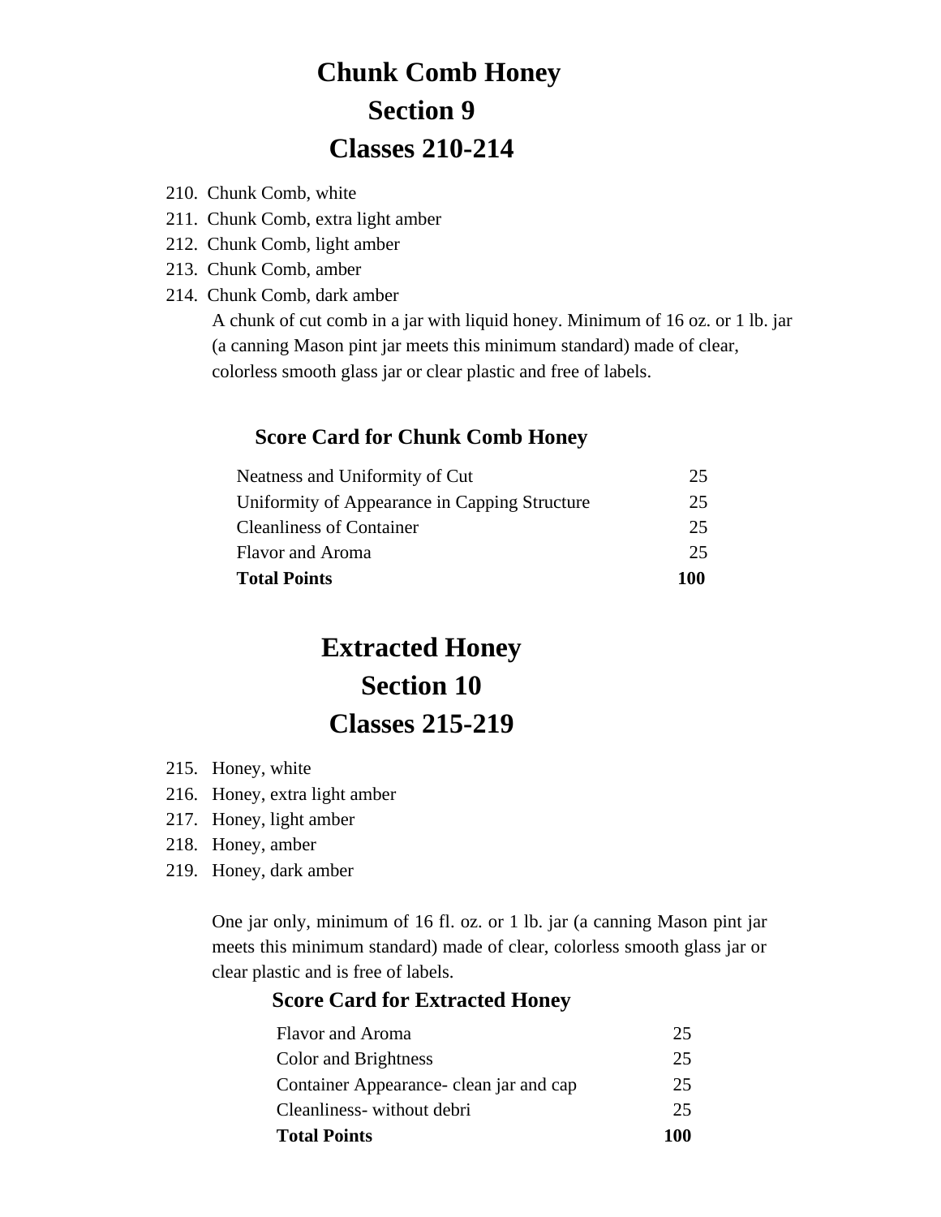# Chunk Comb Honey
## Section 9
## Classes 210-214

210. Chunk Comb, white
211. Chunk Comb, extra light amber
212. Chunk Comb, light amber
213. Chunk Comb, amber
214. Chunk Comb, dark amber

A chunk of cut comb in a jar with liquid honey. Minimum of 16 oz. or 1 lb. jar (a canning Mason pint jar meets this minimum standard) made of clear, colorless smooth glass jar or clear plastic and free of labels.

### Score Card for Chunk Comb Honey

| | |
|---|---|
| Neatness and Uniformity of Cut | 25 |
| Uniformity of Appearance in Capping Structure | 25 |
| Cleanliness of Container | 25 |
| Flavor and Aroma | 25 |
| **Total Points** | **100** |

# Extracted Honey
## Section 10
## Classes 215-219

215. Honey, white
216. Honey, extra light amber
217. Honey, light amber
218. Honey, amber
219. Honey, dark amber

One jar only, minimum of 16 fl. oz. or 1 lb. jar (a canning Mason pint jar meets this minimum standard) made of clear, colorless smooth glass jar or clear plastic and is free of labels.

### Score Card for Extracted Honey

| | |
|---|---|
| Flavor and Aroma | 25 |
| Color and Brightness | 25 |
| Container Appearance- clean jar and cap | 25 |
| Cleanliness- without debri | 25 |
| **Total Points** | **100** |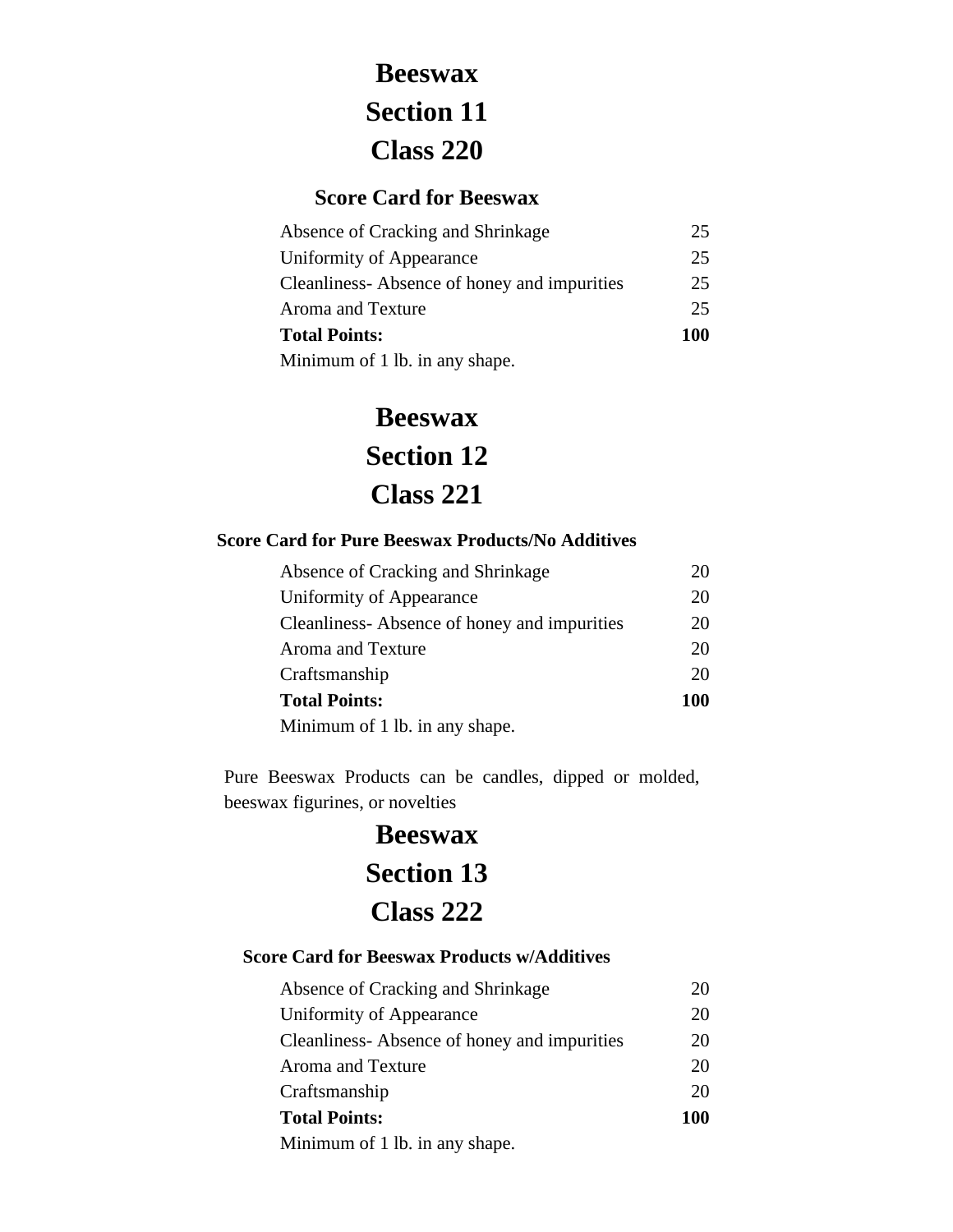# Beeswax
# Section 11
# Class 220

### Score Card for Beeswax

| | |
|---|---|
| Absence of Cracking and Shrinkage | 25 |
| Uniformity of Appearance | 25 |
| Cleanliness- Absence of honey and impurities | 25 |
| Aroma and Texture | 25 |
| **Total Points:** | **100** |

Minimum of 1 lb. in any shape.

# Beeswax
# Section 12
# Class 221

### Score Card for Pure Beeswax Products/No Additives

| | |
|---|---|
| Absence of Cracking and Shrinkage | 20 |
| Uniformity of Appearance | 20 |
| Cleanliness- Absence of honey and impurities | 20 |
| Aroma and Texture | 20 |
| Craftsmanship | 20 |
| **Total Points:** | **100** |

Minimum of 1 lb. in any shape.

Pure Beeswax Products can be candles, dipped or molded, beeswax figurines, or novelties

# Beeswax
# Section 13
# Class 222

### Score Card for Beeswax Products w/Additives

| | |
|---|---|
| Absence of Cracking and Shrinkage | 20 |
| Uniformity of Appearance | 20 |
| Cleanliness- Absence of honey and impurities | 20 |
| Aroma and Texture | 20 |
| Craftsmanship | 20 |
| **Total Points:** | **100** |

Minimum of 1 lb. in any shape.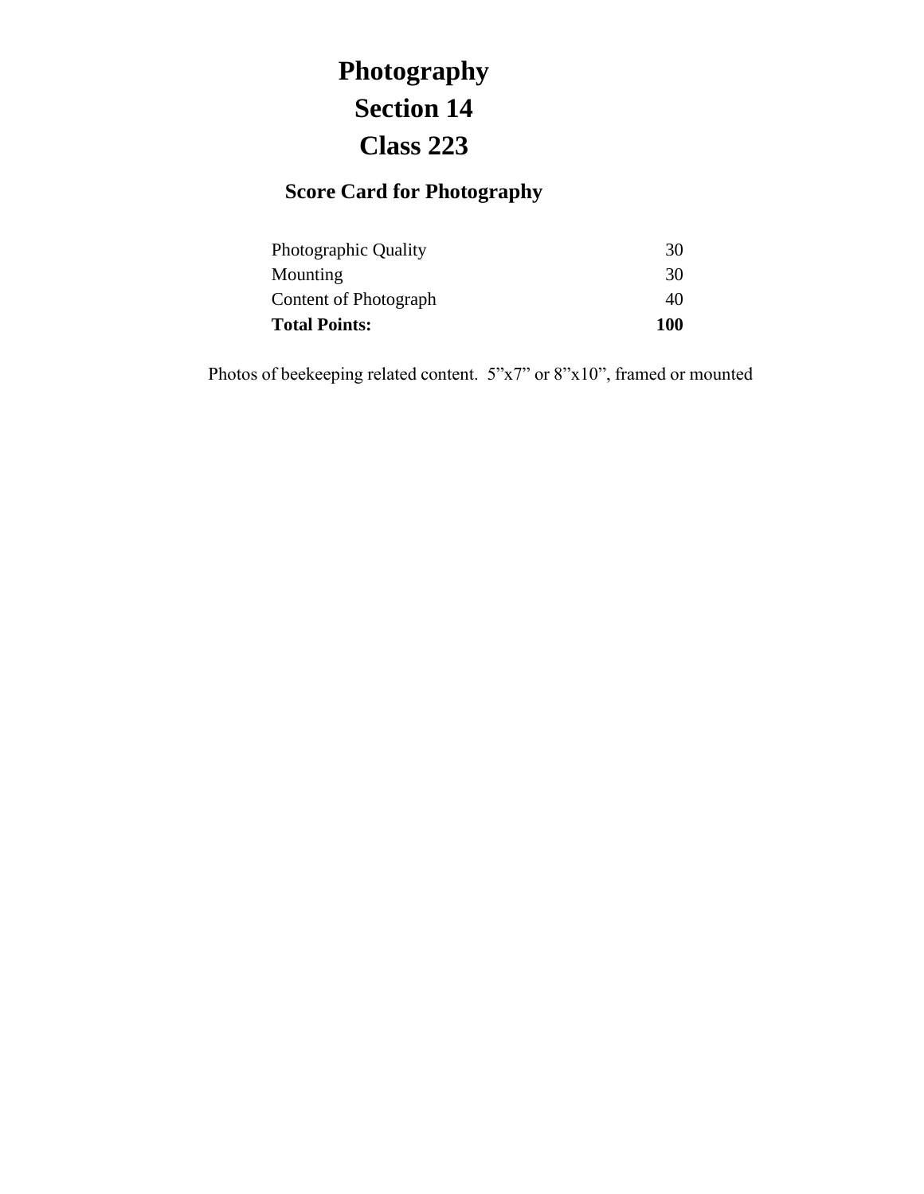# Photography

# Section 14

# Class 223

## Score Card for Photography

| | |
|---|---|
| Photographic Quality | 30 |
| Mounting | 30 |
| Content of Photograph | 40 |
| **Total Points:** | **100** |

Photos of beekeeping related content. 5"x7" or 8"x10", framed or mounted